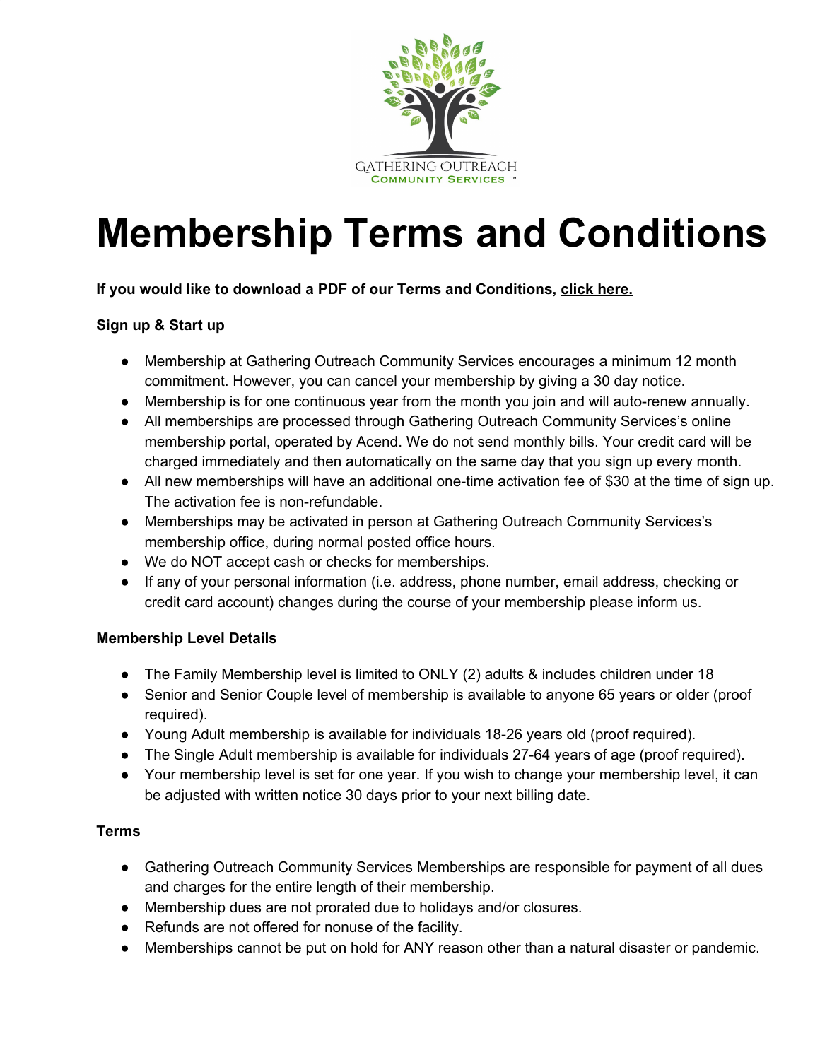# Membership Terms and Conditions

**If you would like to download a PDF of our Terms and Conditions, click here.**

**Sign up & Start up**

- Membership at Gathering Outreach Community Services encourages a minimum 12 month commitment. However, you can cancel your membership by giving a 30 day notice.
- Membership is for one continuous year from the month you join and will auto-renew annually.
- All memberships are processed through Gathering Outreach Community Services's online membership portal, operated by Acend. We do not send monthly bills. Your credit card will be charged immediately and then automatically on the same day that you sign up every month.
- All new memberships will have an additional one-time activation fee of $30 at the time of sign up. The activation fee is non-refundable.
- Memberships may be activated in person at Gathering Outreach Community Services's membership office, during normal posted office hours.
- We do NOT accept cash or checks for memberships.
- If any of your personal information (i.e. address, phone number, email address, checking or credit card account) changes during the course of your membership please inform us.

**Membership Level Details**

- The Family Membership level is limited to ONLY (2) adults & includes children under 18
- Senior and Senior Couple level of membership is available to anyone 65 years or older (proof required).
- Young Adult membership is available for individuals 18-26 years old (proof required).
- The Single Adult membership is available for individuals 27-64 years of age (proof required).
- Your membership level is set for one year. If you wish to change your membership level, it can be adjusted with written notice 30 days prior to your next billing date.

**Terms**

- Gathering Outreach Community Services Memberships are responsible for payment of all dues and charges for the entire length of their membership.
- Membership dues are not prorated due to holidays and/or closures.
- Refunds are not offered for nonuse of the facility.
- Memberships cannot be put on hold for ANY reason other than a natural disaster or pandemic.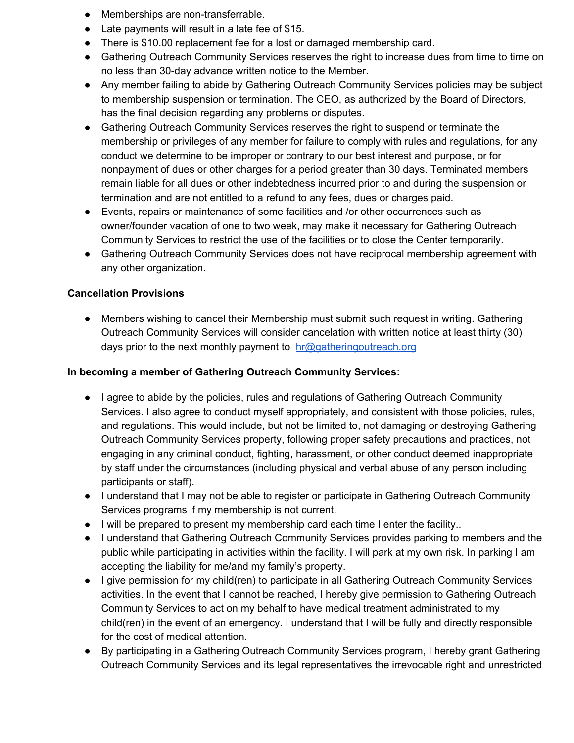- Memberships are non-transferrable.
- Late payments will result in a late fee of $15.
- There is $10.00 replacement fee for a lost or damaged membership card.
- Gathering Outreach Community Services reserves the right to increase dues from time to time on no less than 30-day advance written notice to the Member.
- Any member failing to abide by Gathering Outreach Community Services policies may be subject to membership suspension or termination. The CEO, as authorized by the Board of Directors, has the final decision regarding any problems or disputes.
- Gathering Outreach Community Services reserves the right to suspend or terminate the membership or privileges of any member for failure to comply with rules and regulations, for any conduct we determine to be improper or contrary to our best interest and purpose, or for nonpayment of dues or other charges for a period greater than 30 days. Terminated members remain liable for all dues or other indebtedness incurred prior to and during the suspension or termination and are not entitled to a refund to any fees, dues or charges paid.
- Events, repairs or maintenance of some facilities and /or other occurrences such as owner/founder vacation of one to two week, may make it necessary for Gathering Outreach Community Services to restrict the use of the facilities or to close the Center temporarily.
- Gathering Outreach Community Services does not have reciprocal membership agreement with any other organization.

**Cancellation Provisions**

- Members wishing to cancel their Membership must submit such request in writing. Gathering Outreach Community Services will consider cancelation with written notice at least thirty (30) days prior to the next monthly payment to [hr@gatheringoutreach.org](mailto:hr@gatheringoutreach.org)

**In becoming a member of Gathering Outreach Community Services:**

- I agree to abide by the policies, rules and regulations of Gathering Outreach Community Services. I also agree to conduct myself appropriately, and consistent with those policies, rules, and regulations. This would include, but not be limited to, not damaging or destroying Gathering Outreach Community Services property, following proper safety precautions and practices, not engaging in any criminal conduct, fighting, harassment, or other conduct deemed inappropriate by staff under the circumstances (including physical and verbal abuse of any person including participants or staff).
- I understand that I may not be able to register or participate in Gathering Outreach Community Services programs if my membership is not current.
- I will be prepared to present my membership card each time I enter the facility..
- I understand that Gathering Outreach Community Services provides parking to members and the public while participating in activities within the facility. I will park at my own risk. In parking I am accepting the liability for me/and my family's property.
- I give permission for my child(ren) to participate in all Gathering Outreach Community Services activities. In the event that I cannot be reached, I hereby give permission to Gathering Outreach Community Services to act on my behalf to have medical treatment administrated to my child(ren) in the event of an emergency. I understand that I will be fully and directly responsible for the cost of medical attention.
- By participating in a Gathering Outreach Community Services program, I hereby grant Gathering Outreach Community Services and its legal representatives the irrevocable right and unrestricted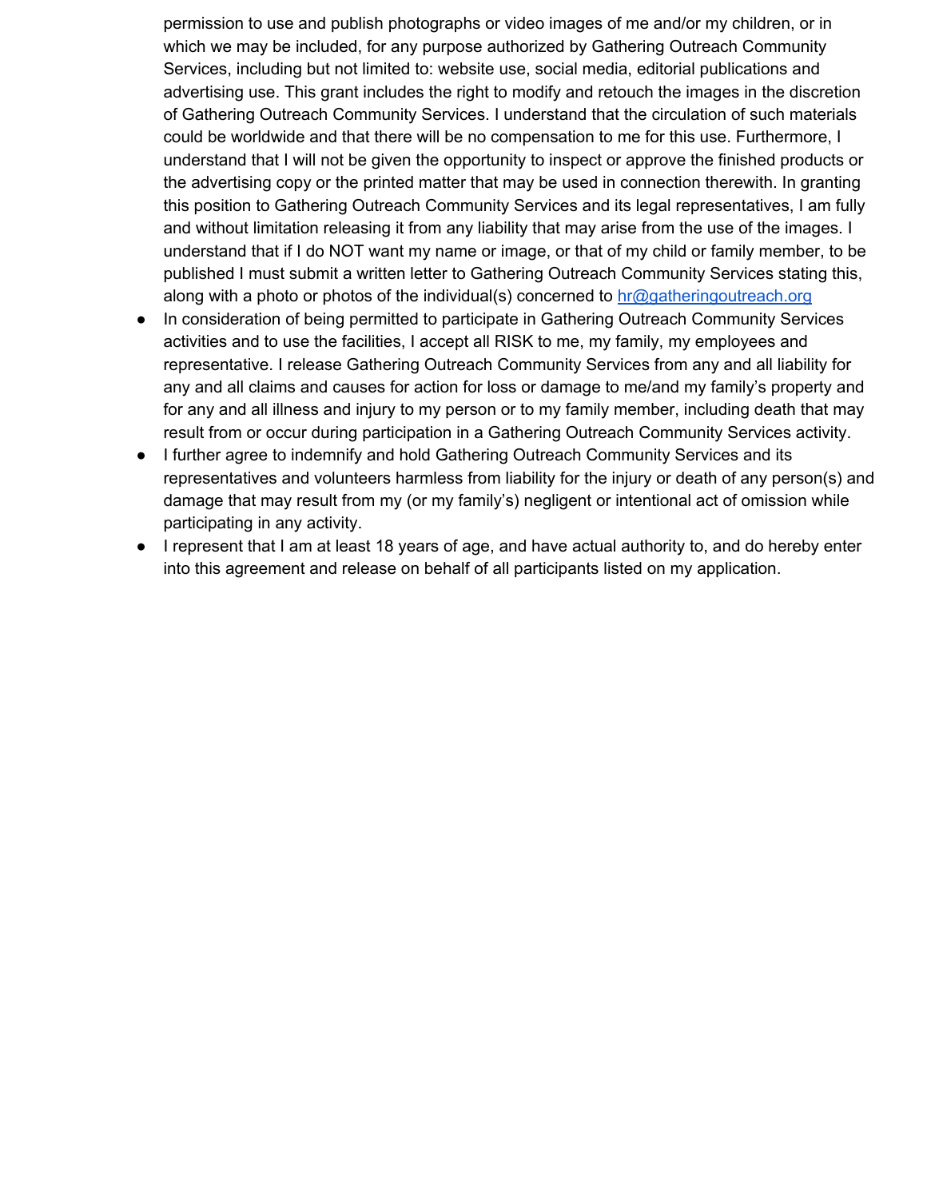permission to use and publish photographs or video images of me and/or my children, or in which we may be included, for any purpose authorized by Gathering Outreach Community Services, including but not limited to: website use, social media, editorial publications and advertising use. This grant includes the right to modify and retouch the images in the discretion of Gathering Outreach Community Services. I understand that the circulation of such materials could be worldwide and that there will be no compensation to me for this use. Furthermore, I understand that I will not be given the opportunity to inspect or approve the finished products or the advertising copy or the printed matter that may be used in connection therewith. In granting this position to Gathering Outreach Community Services and its legal representatives, I am fully and without limitation releasing it from any liability that may arise from the use of the images. I understand that if I do NOT want my name or image, or that of my child or family member, to be published I must submit a written letter to Gathering Outreach Community Services stating this, along with a photo or photos of the individual(s) concerned to [hr@gatheringoutreach.org](mailto:hr@gatheringoutreach.org)

- In consideration of being permitted to participate in Gathering Outreach Community Services activities and to use the facilities, I accept all RISK to me, my family, my employees and representative. I release Gathering Outreach Community Services from any and all liability for any and all claims and causes for action for loss or damage to me/and my family's property and for any and all illness and injury to my person or to my family member, including death that may result from or occur during participation in a Gathering Outreach Community Services activity.
- I further agree to indemnify and hold Gathering Outreach Community Services and its representatives and volunteers harmless from liability for the injury or death of any person(s) and damage that may result from my (or my family's) negligent or intentional act of omission while participating in any activity.
- I represent that I am at least 18 years of age, and have actual authority to, and do hereby enter into this agreement and release on behalf of all participants listed on my application.